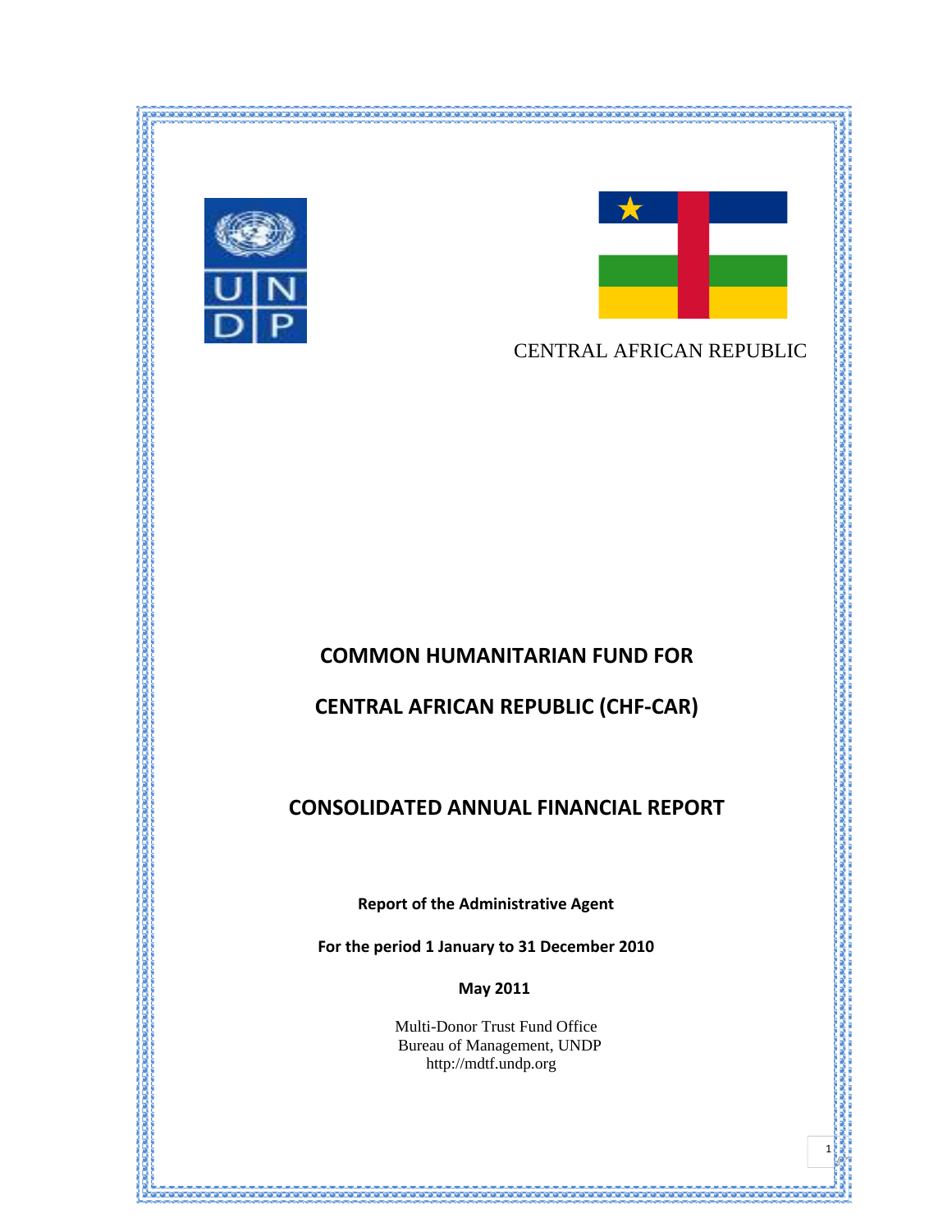CENTRAL AFRICAN REPUBLIC

# COMMON HUMANITARIAN FUND FOR

# CENTRAL AFRICAN REPUBLIC (CHF-CAR)

# CONSOLIDATED ANNUAL FINANCIAL REPORT

**Report of the Administrative Agent**

**For the period 1 January to 31 December 2010**

**May 2011**

Multi-Donor Trust Fund Office
Bureau of Management, UNDP
http://mdtf.undp.org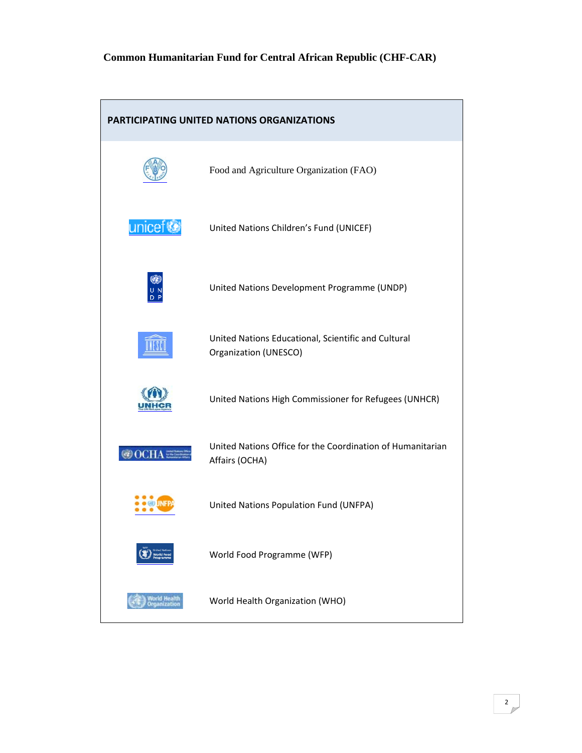**Common Humanitarian Fund for Central African Republic (CHF-CAR)**

| PARTICIPATING UNITED NATIONS ORGANIZATIONS | |
|---|---|
| | Food and Agriculture Organization (FAO) |
| | United Nations Children's Fund (UNICEF) |
| | United Nations Development Programme (UNDP) |
| | United Nations Educational, Scientific and Cultural Organization (UNESCO) |
| | United Nations High Commissioner for Refugees (UNHCR) |
| | United Nations Office for the Coordination of Humanitarian Affairs (OCHA) |
| | United Nations Population Fund (UNFPA) |
| | World Food Programme (WFP) |
| | World Health Organization (WHO) |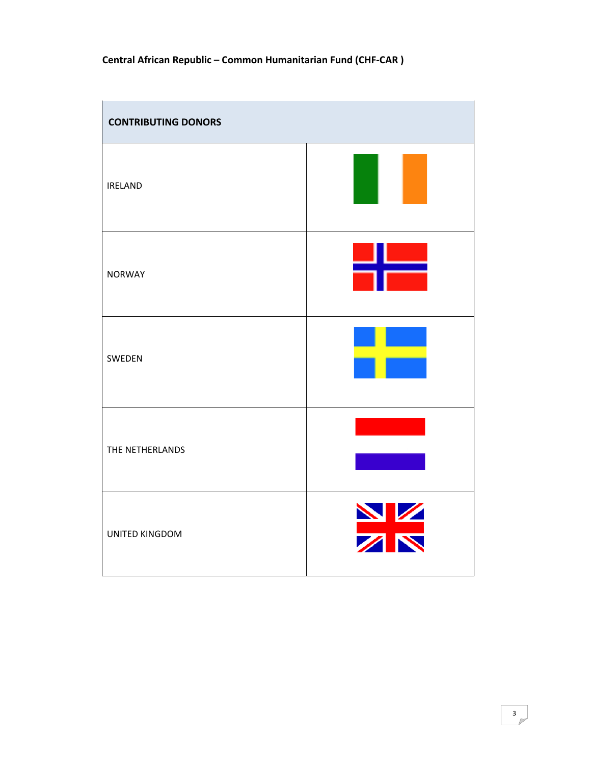**Central African Republic – Common Humanitarian Fund (CHF-CAR )**

| **CONTRIBUTING DONORS** | |
| --- | --- |
| IRELAND | |
| NORWAY | |
| SWEDEN | |
| THE NETHERLANDS | |
| UNITED KINGDOM | |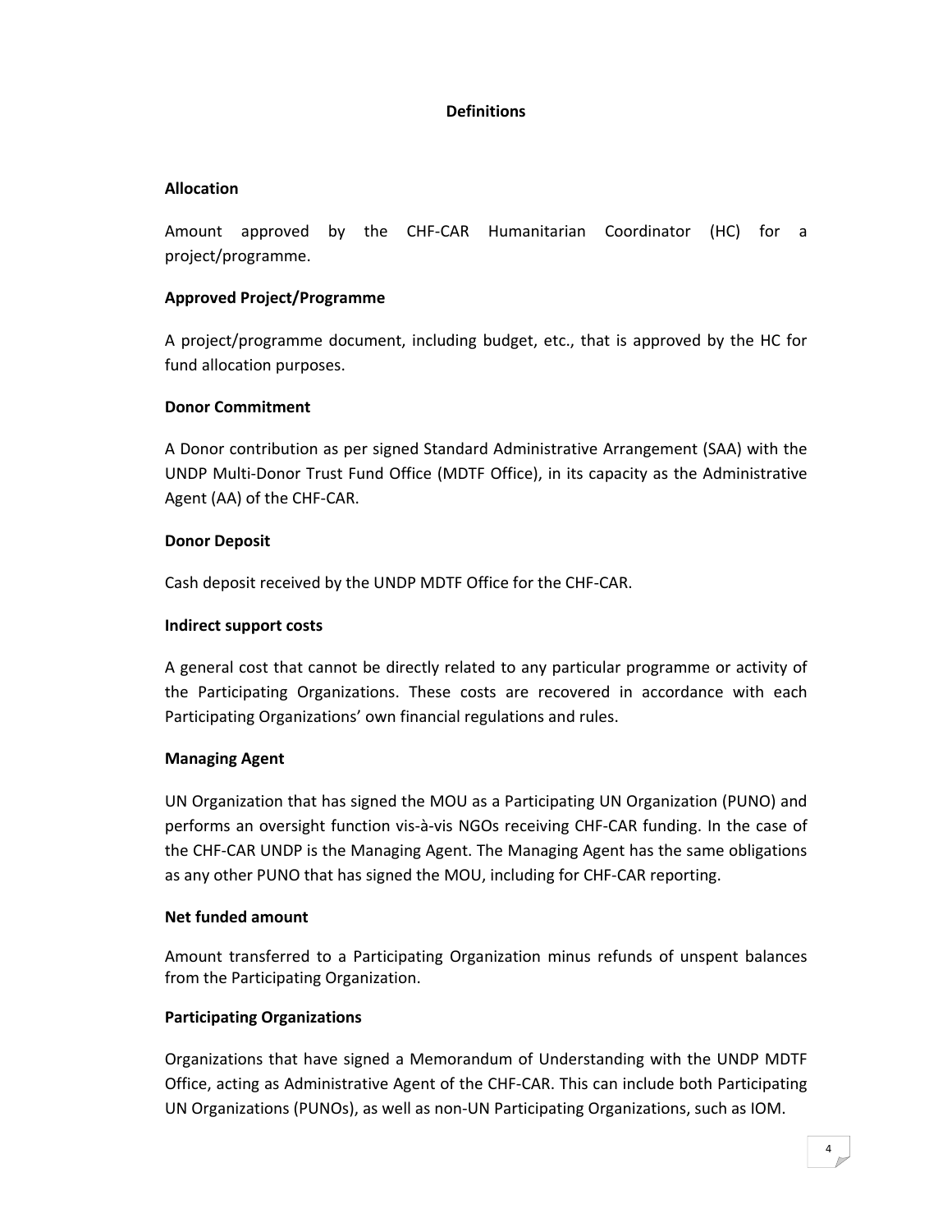## Definitions

### Allocation

Amount approved by the CHF-CAR Humanitarian Coordinator (HC) for a project/programme.

### Approved Project/Programme

A project/programme document, including budget, etc., that is approved by the HC for fund allocation purposes.

### Donor Commitment

A Donor contribution as per signed Standard Administrative Arrangement (SAA) with the UNDP Multi-Donor Trust Fund Office (MDTF Office), in its capacity as the Administrative Agent (AA) of the CHF-CAR.

### Donor Deposit

Cash deposit received by the UNDP MDTF Office for the CHF-CAR.

### Indirect support costs

A general cost that cannot be directly related to any particular programme or activity of the Participating Organizations. These costs are recovered in accordance with each Participating Organizations' own financial regulations and rules.

### Managing Agent

UN Organization that has signed the MOU as a Participating UN Organization (PUNO) and performs an oversight function vis-à-vis NGOs receiving CHF-CAR funding. In the case of the CHF-CAR UNDP is the Managing Agent. The Managing Agent has the same obligations as any other PUNO that has signed the MOU, including for CHF-CAR reporting.

### Net funded amount

Amount transferred to a Participating Organization minus refunds of unspent balances from the Participating Organization.

### Participating Organizations

Organizations that have signed a Memorandum of Understanding with the UNDP MDTF Office, acting as Administrative Agent of the CHF-CAR. This can include both Participating UN Organizations (PUNOs), as well as non-UN Participating Organizations, such as IOM.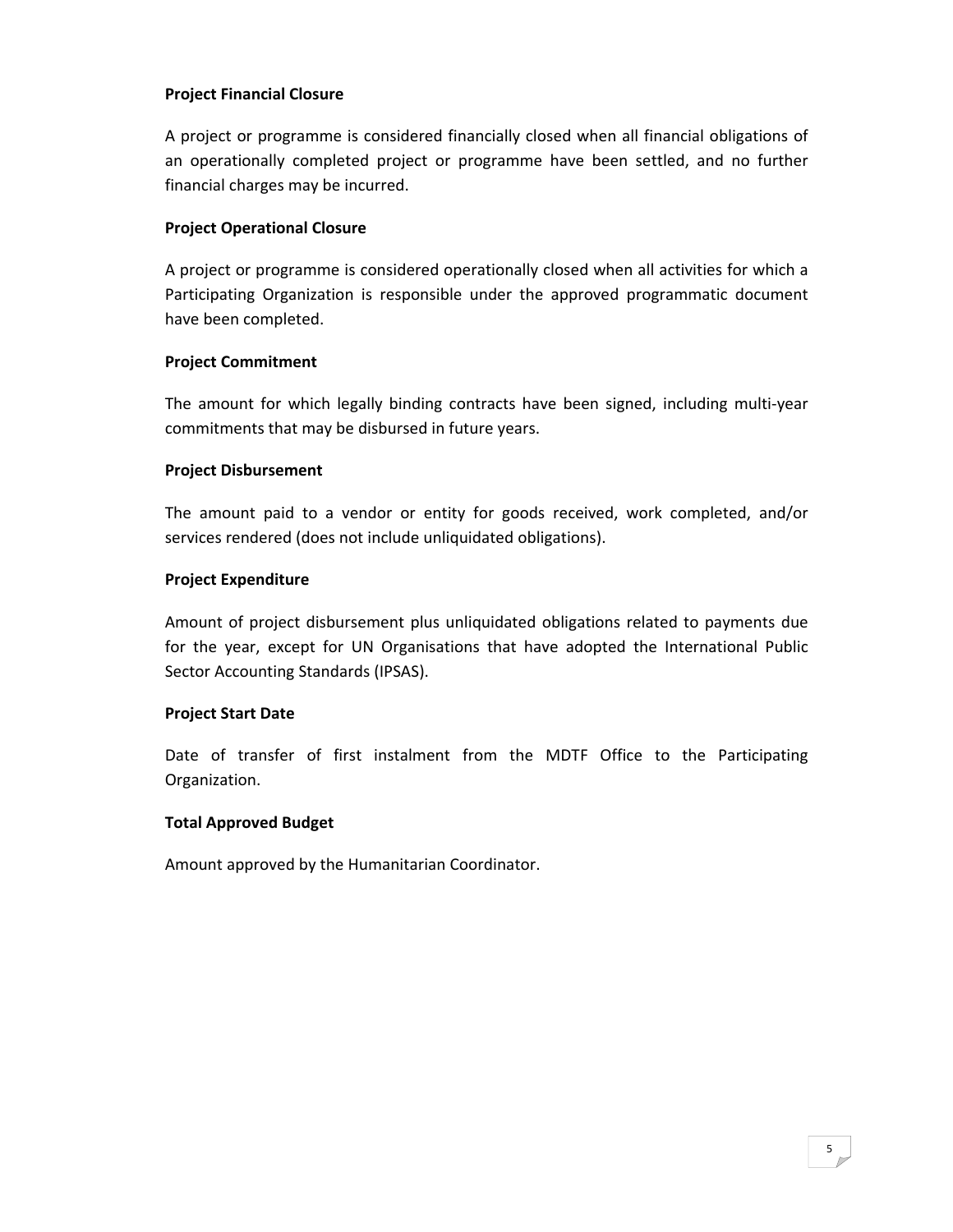**Project Financial Closure**

A project or programme is considered financially closed when all financial obligations of an operationally completed project or programme have been settled, and no further financial charges may be incurred.

**Project Operational Closure**

A project or programme is considered operationally closed when all activities for which a Participating Organization is responsible under the approved programmatic document have been completed.

**Project Commitment**

The amount for which legally binding contracts have been signed, including multi-year commitments that may be disbursed in future years.

**Project Disbursement**

The amount paid to a vendor or entity for goods received, work completed, and/or services rendered (does not include unliquidated obligations).

**Project Expenditure**

Amount of project disbursement plus unliquidated obligations related to payments due for the year, except for UN Organisations that have adopted the International Public Sector Accounting Standards (IPSAS).

**Project Start Date**

Date of transfer of first instalment from the MDTF Office to the Participating Organization.

**Total Approved Budget**

Amount approved by the Humanitarian Coordinator.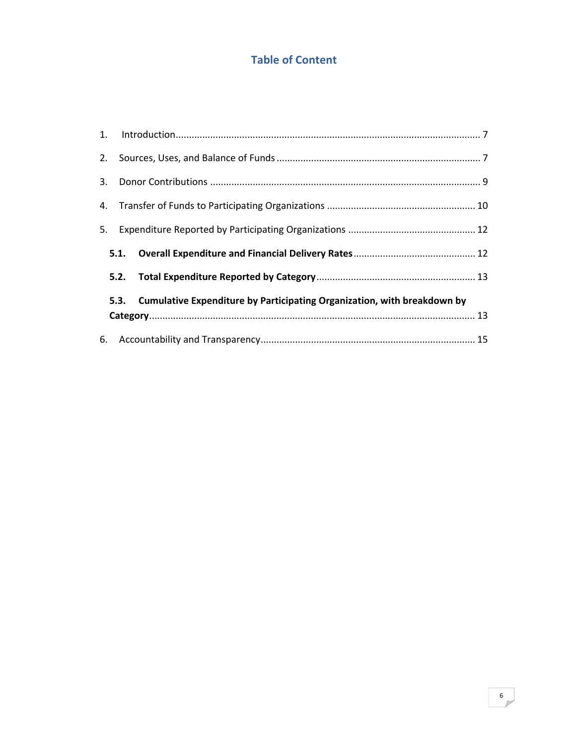## Table of Content

1. Introduction .......... 7
2. Sources, Uses, and Balance of Funds .......... 7
3. Donor Contributions .......... 9
4. Transfer of Funds to Participating Organizations .......... 10
5. Expenditure Reported by Participating Organizations .......... 12
   - **5.1. Overall Expenditure and Financial Delivery Rates** .......... 12
   - **5.2. Total Expenditure Reported by Category** .......... 13
   - **5.3. Cumulative Expenditure by Participating Organization, with breakdown by Category** .......... 13
6. Accountability and Transparency .......... 15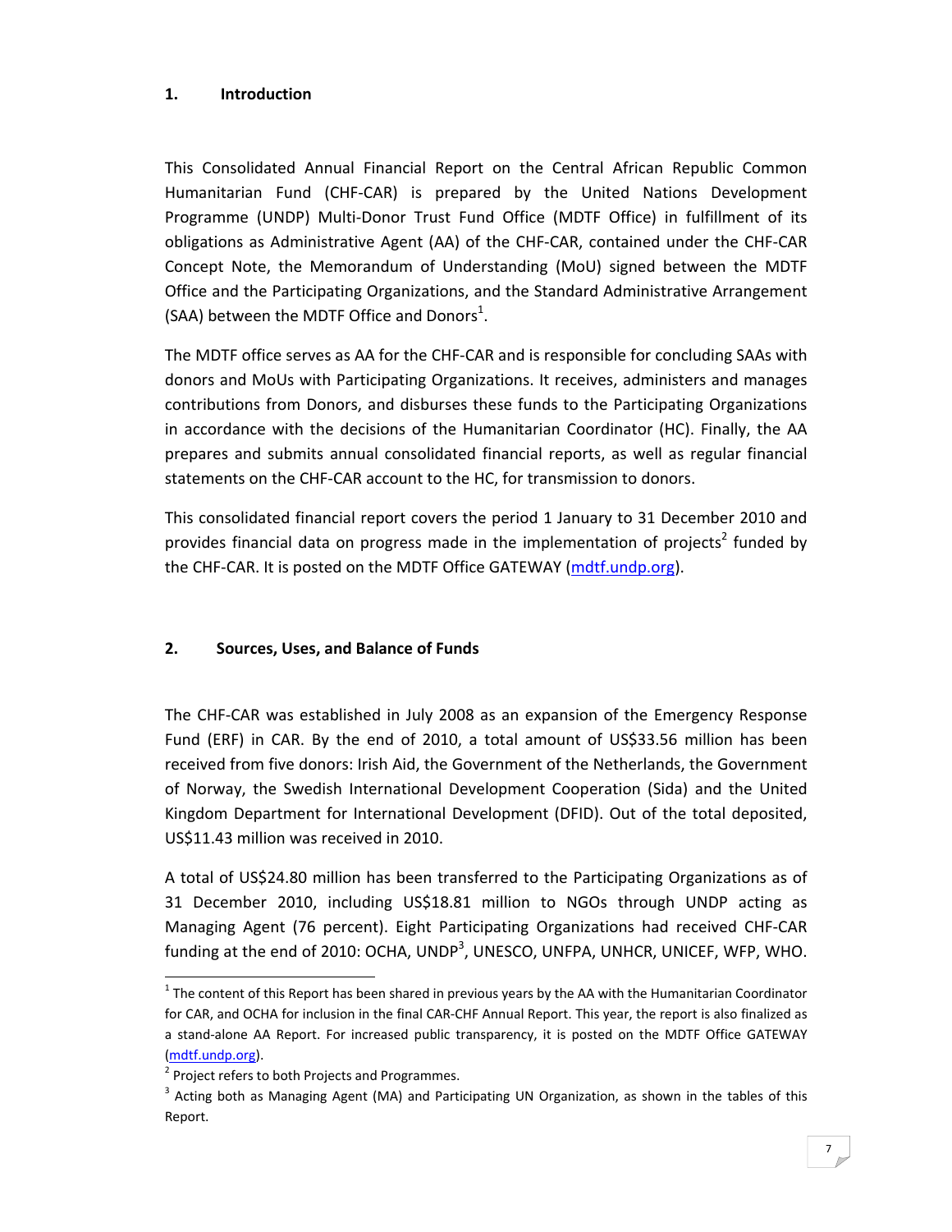## 1. Introduction

This Consolidated Annual Financial Report on the Central African Republic Common Humanitarian Fund (CHF-CAR) is prepared by the United Nations Development Programme (UNDP) Multi-Donor Trust Fund Office (MDTF Office) in fulfillment of its obligations as Administrative Agent (AA) of the CHF-CAR, contained under the CHF-CAR Concept Note, the Memorandum of Understanding (MoU) signed between the MDTF Office and the Participating Organizations, and the Standard Administrative Arrangement (SAA) between the MDTF Office and Donors[1].

The MDTF office serves as AA for the CHF-CAR and is responsible for concluding SAAs with donors and MoUs with Participating Organizations. It receives, administers and manages contributions from Donors, and disburses these funds to the Participating Organizations in accordance with the decisions of the Humanitarian Coordinator (HC). Finally, the AA prepares and submits annual consolidated financial reports, as well as regular financial statements on the CHF-CAR account to the HC, for transmission to donors.

This consolidated financial report covers the period 1 January to 31 December 2010 and provides financial data on progress made in the implementation of projects[2] funded by the CHF-CAR. It is posted on the MDTF Office GATEWAY (mdtf.undp.org).

## 2. Sources, Uses, and Balance of Funds

The CHF-CAR was established in July 2008 as an expansion of the Emergency Response Fund (ERF) in CAR. By the end of 2010, a total amount of US$33.56 million has been received from five donors: Irish Aid, the Government of the Netherlands, the Government of Norway, the Swedish International Development Cooperation (Sida) and the United Kingdom Department for International Development (DFID). Out of the total deposited, US$11.43 million was received in 2010.

A total of US$24.80 million has been transferred to the Participating Organizations as of 31 December 2010, including US$18.81 million to NGOs through UNDP acting as Managing Agent (76 percent). Eight Participating Organizations had received CHF-CAR funding at the end of 2010: OCHA, UNDP[3], UNESCO, UNFPA, UNHCR, UNICEF, WFP, WHO.

---

[1] The content of this Report has been shared in previous years by the AA with the Humanitarian Coordinator for CAR, and OCHA for inclusion in the final CAR-CHF Annual Report. This year, the report is also finalized as a stand-alone AA Report. For increased public transparency, it is posted on the MDTF Office GATEWAY (mdtf.undp.org).

[2] Project refers to both Projects and Programmes.

[3] Acting both as Managing Agent (MA) and Participating UN Organization, as shown in the tables of this Report.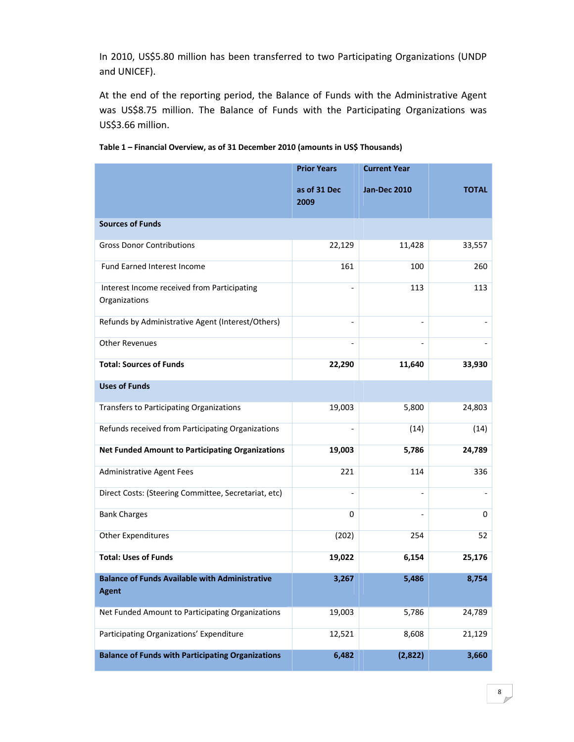In 2010, US$5.80 million has been transferred to two Participating Organizations (UNDP and UNICEF).

At the end of the reporting period, the Balance of Funds with the Administrative Agent was US$8.75 million. The Balance of Funds with the Participating Organizations was US$3.66 million.

**Table 1 – Financial Overview, as of 31 December 2010 (amounts in US$ Thousands)**

| | Prior Years<br>as of 31 Dec 2009 | Current Year<br>Jan-Dec 2010 | TOTAL |
|---|---|---|---|
| **Sources of Funds** | | | |
| Gross Donor Contributions | 22,129 | 11,428 | 33,557 |
| Fund Earned Interest Income | 161 | 100 | 260 |
| Interest Income received from Participating Organizations | - | 113 | 113 |
| Refunds by Administrative Agent (Interest/Others) | - | - | - |
| Other Revenues | - | - | - |
| **Total: Sources of Funds** | **22,290** | **11,640** | **33,930** |
| **Uses of Funds** | | | |
| Transfers to Participating Organizations | 19,003 | 5,800 | 24,803 |
| Refunds received from Participating Organizations | - | (14) | (14) |
| **Net Funded Amount to Participating Organizations** | **19,003** | **5,786** | **24,789** |
| Administrative Agent Fees | 221 | 114 | 336 |
| Direct Costs: (Steering Committee, Secretariat, etc) | - | - | - |
| Bank Charges | 0 | - | 0 |
| Other Expenditures | (202) | 254 | 52 |
| **Total: Uses of Funds** | **19,022** | **6,154** | **25,176** |
| **Balance of Funds Available with Administrative Agent** | **3,267** | **5,486** | **8,754** |
| Net Funded Amount to Participating Organizations | 19,003 | 5,786 | 24,789 |
| Participating Organizations' Expenditure | 12,521 | 8,608 | 21,129 |
| **Balance of Funds with Participating Organizations** | **6,482** | **(2,822)** | **3,660** |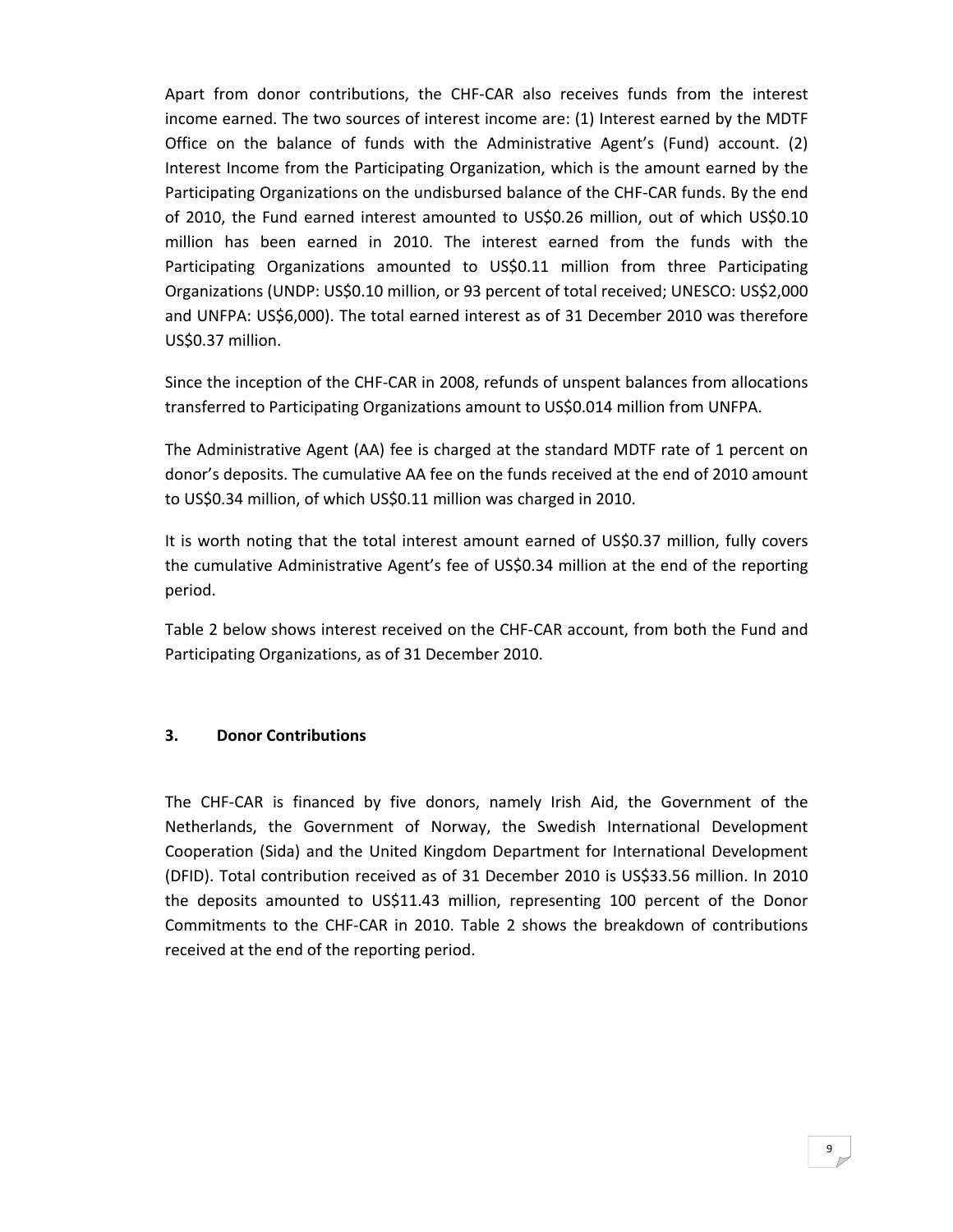Apart from donor contributions, the CHF-CAR also receives funds from the interest income earned. The two sources of interest income are: (1) Interest earned by the MDTF Office on the balance of funds with the Administrative Agent's (Fund) account. (2) Interest Income from the Participating Organization, which is the amount earned by the Participating Organizations on the undisbursed balance of the CHF-CAR funds. By the end of 2010, the Fund earned interest amounted to US$0.26 million, out of which US$0.10 million has been earned in 2010. The interest earned from the funds with the Participating Organizations amounted to US$0.11 million from three Participating Organizations (UNDP: US$0.10 million, or 93 percent of total received; UNESCO: US$2,000 and UNFPA: US$6,000). The total earned interest as of 31 December 2010 was therefore US$0.37 million.

Since the inception of the CHF-CAR in 2008, refunds of unspent balances from allocations transferred to Participating Organizations amount to US$0.014 million from UNFPA.

The Administrative Agent (AA) fee is charged at the standard MDTF rate of 1 percent on donor's deposits. The cumulative AA fee on the funds received at the end of 2010 amount to US$0.34 million, of which US$0.11 million was charged in 2010.

It is worth noting that the total interest amount earned of US$0.37 million, fully covers the cumulative Administrative Agent's fee of US$0.34 million at the end of the reporting period.

Table 2 below shows interest received on the CHF-CAR account, from both the Fund and Participating Organizations, as of 31 December 2010.

### 3. Donor Contributions

The CHF-CAR is financed by five donors, namely Irish Aid, the Government of the Netherlands, the Government of Norway, the Swedish International Development Cooperation (Sida) and the United Kingdom Department for International Development (DFID). Total contribution received as of 31 December 2010 is US$33.56 million. In 2010 the deposits amounted to US$11.43 million, representing 100 percent of the Donor Commitments to the CHF-CAR in 2010. Table 2 shows the breakdown of contributions received at the end of the reporting period.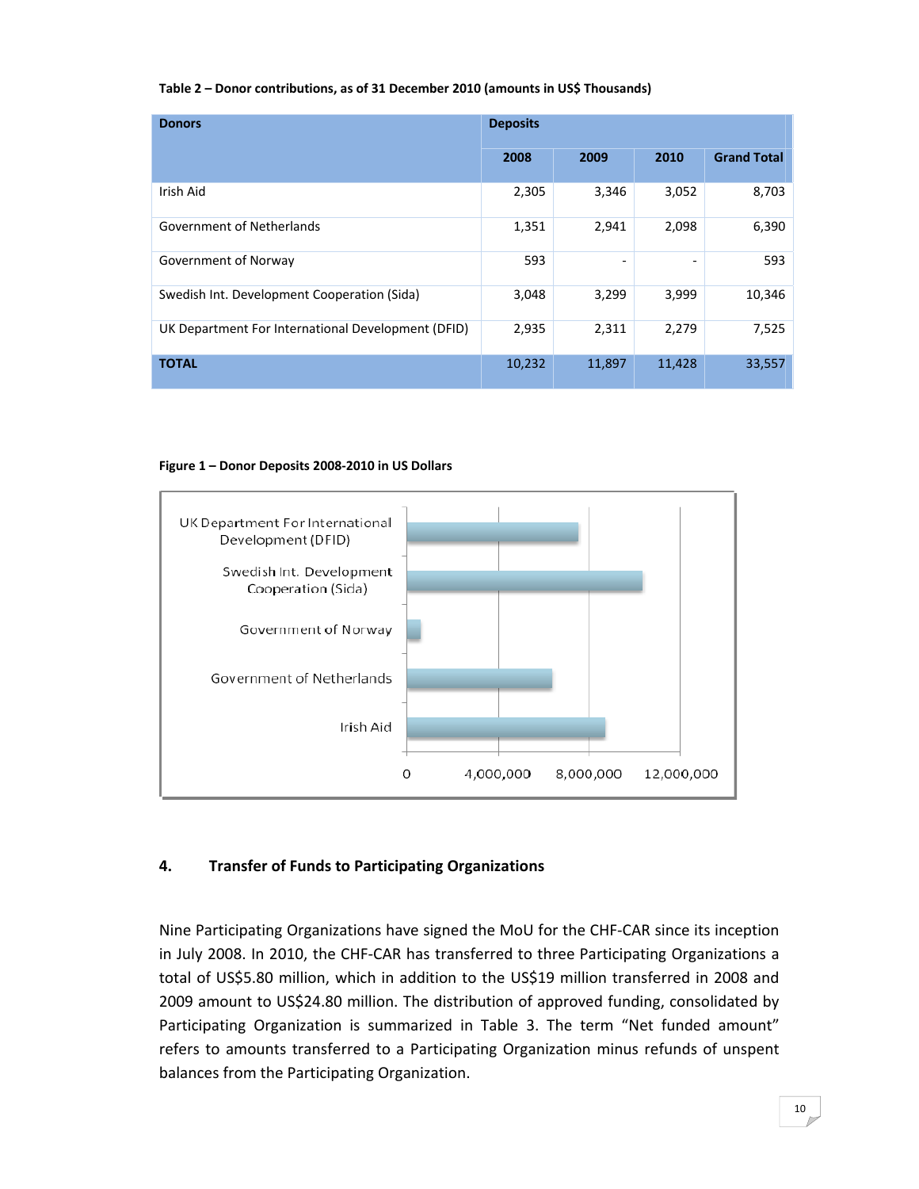**Table 2 – Donor contributions, as of 31 December 2010 (amounts in US$ Thousands)**

| Donors | Deposits | | | |
|---|---|---|---|---|
| | 2008 | 2009 | 2010 | Grand Total |
| Irish Aid | 2,305 | 3,346 | 3,052 | 8,703 |
| Government of Netherlands | 1,351 | 2,941 | 2,098 | 6,390 |
| Government of Norway | 593 | - | - | 593 |
| Swedish Int. Development Cooperation (Sida) | 3,048 | 3,299 | 3,999 | 10,346 |
| UK Department For International Development (DFID) | 2,935 | 2,311 | 2,279 | 7,525 |
| **TOTAL** | 10,232 | 11,897 | 11,428 | 33,557 |

**Figure 1 – Donor Deposits 2008-2010 in US Dollars**

UK Department For International Development (DFID)

Swedish Int. Development Cooperation (Sida)

Government of Norway

Government of Netherlands

Irish Aid

0

4,000,000

8,000,000

12,000,000

## 4. Transfer of Funds to Participating Organizations

Nine Participating Organizations have signed the MoU for the CHF-CAR since its inception in July 2008. In 2010, the CHF-CAR has transferred to three Participating Organizations a total of US$5.80 million, which in addition to the US$19 million transferred in 2008 and 2009 amount to US$24.80 million. The distribution of approved funding, consolidated by Participating Organization is summarized in Table 3. The term "Net funded amount" refers to amounts transferred to a Participating Organization minus refunds of unspent balances from the Participating Organization.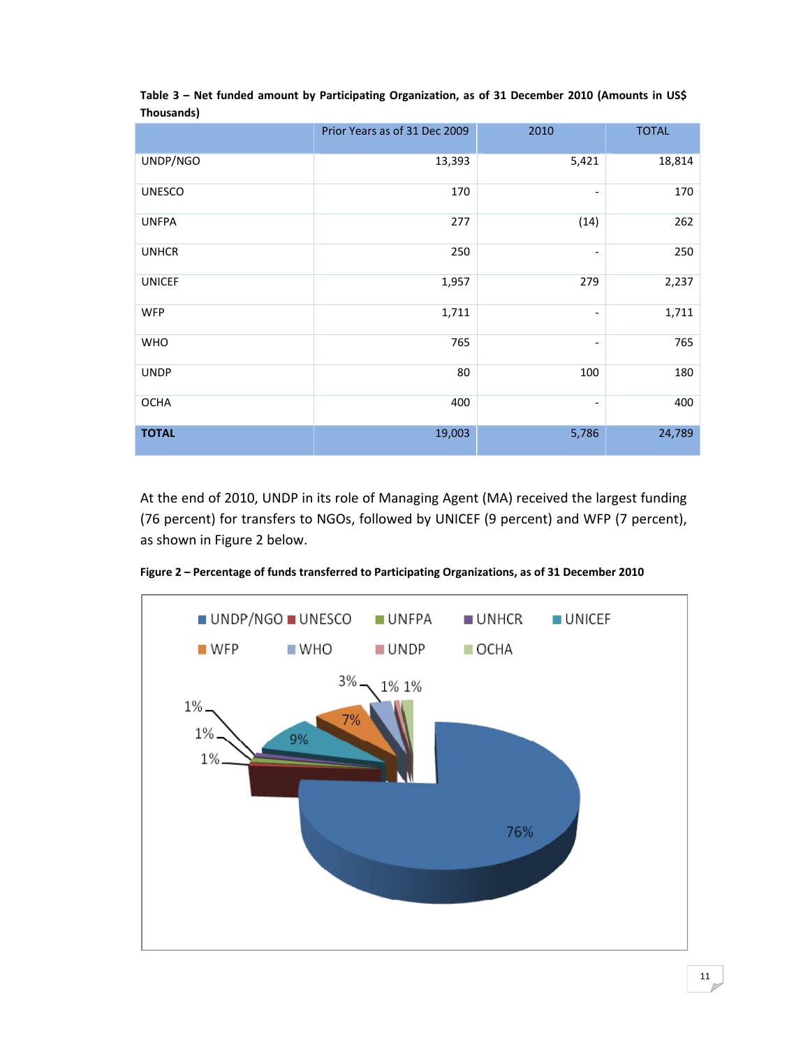**Table 3 – Net funded amount by Participating Organization, as of 31 December 2010 (Amounts in US$ Thousands)**

| | Prior Years as of 31 Dec 2009 | 2010 | TOTAL |
|---|---|---|---|
| UNDP/NGO | 13,393 | 5,421 | 18,814 |
| UNESCO | 170 | - | 170 |
| UNFPA | 277 | (14) | 262 |
| UNHCR | 250 | - | 250 |
| UNICEF | 1,957 | 279 | 2,237 |
| WFP | 1,711 | - | 1,711 |
| WHO | 765 | - | 765 |
| UNDP | 80 | 100 | 180 |
| OCHA | 400 | - | 400 |
| **TOTAL** | 19,003 | 5,786 | 24,789 |

At the end of 2010, UNDP in its role of Managing Agent (MA) received the largest funding (76 percent) for transfers to NGOs, followed by UNICEF (9 percent) and WFP (7 percent), as shown in Figure 2 below.

**Figure 2 – Percentage of funds transferred to Participating Organizations, as of 31 December 2010**

UNDP/NGO
UNESCO
UNFPA
UNHCR
UNICEF
WFP
WHO
UNDP
OCHA

76%
1%
1%
1%
9%
7%
3%
1%
1%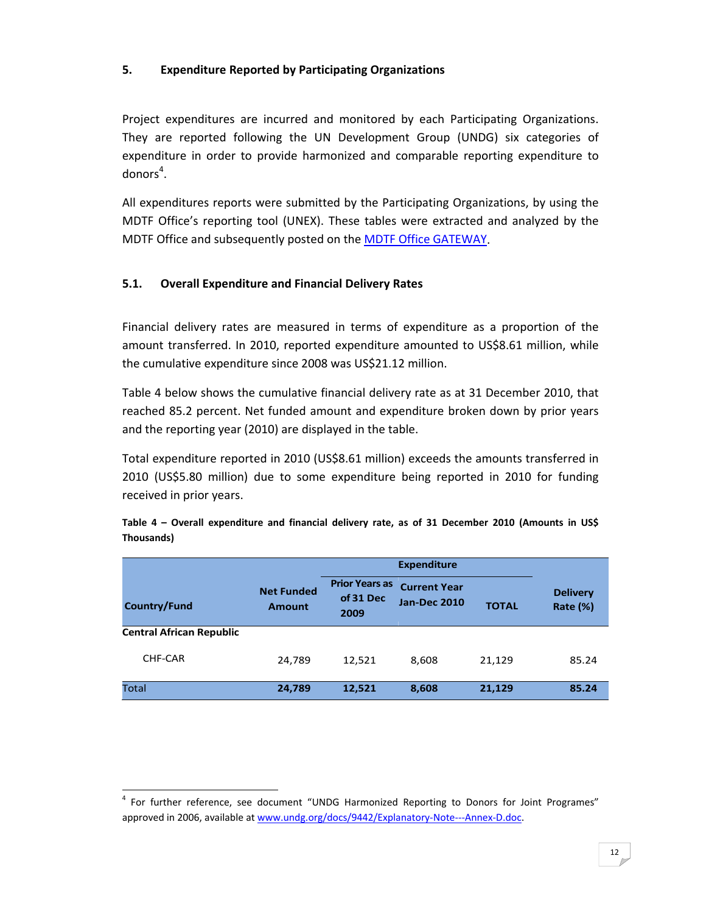## 5. Expenditure Reported by Participating Organizations

Project expenditures are incurred and monitored by each Participating Organizations. They are reported following the UN Development Group (UNDG) six categories of expenditure in order to provide harmonized and comparable reporting expenditure to donors[4].

All expenditures reports were submitted by the Participating Organizations, by using the MDTF Office's reporting tool (UNEX). These tables were extracted and analyzed by the MDTF Office and subsequently posted on the MDTF Office GATEWAY.

### 5.1. Overall Expenditure and Financial Delivery Rates

Financial delivery rates are measured in terms of expenditure as a proportion of the amount transferred. In 2010, reported expenditure amounted to US$8.61 million, while the cumulative expenditure since 2008 was US$21.12 million.

Table 4 below shows the cumulative financial delivery rate as at 31 December 2010, that reached 85.2 percent. Net funded amount and expenditure broken down by prior years and the reporting year (2010) are displayed in the table.

Total expenditure reported in 2010 (US$8.61 million) exceeds the amounts transferred in 2010 (US$5.80 million) due to some expenditure being reported in 2010 for funding received in prior years.

**Table 4 – Overall expenditure and financial delivery rate, as of 31 December 2010 (Amounts in US$ Thousands)**

| Country/Fund | Net Funded Amount | Expenditure | | | Delivery Rate (%) |
|---|---|---|---|---|---|
| | | Prior Years as of 31 Dec 2009 | Current Year Jan-Dec 2010 | TOTAL | |
| **Central African Republic** | | | | | |
| CHF-CAR | 24,789 | 12,521 | 8,608 | 21,129 | 85.24 |
| Total | **24,789** | **12,521** | **8,608** | **21,129** | **85.24** |

[4] For further reference, see document "UNDG Harmonized Reporting to Donors for Joint Programes" approved in 2006, available at www.undg.org/docs/9442/Explanatory-Note---Annex-D.doc.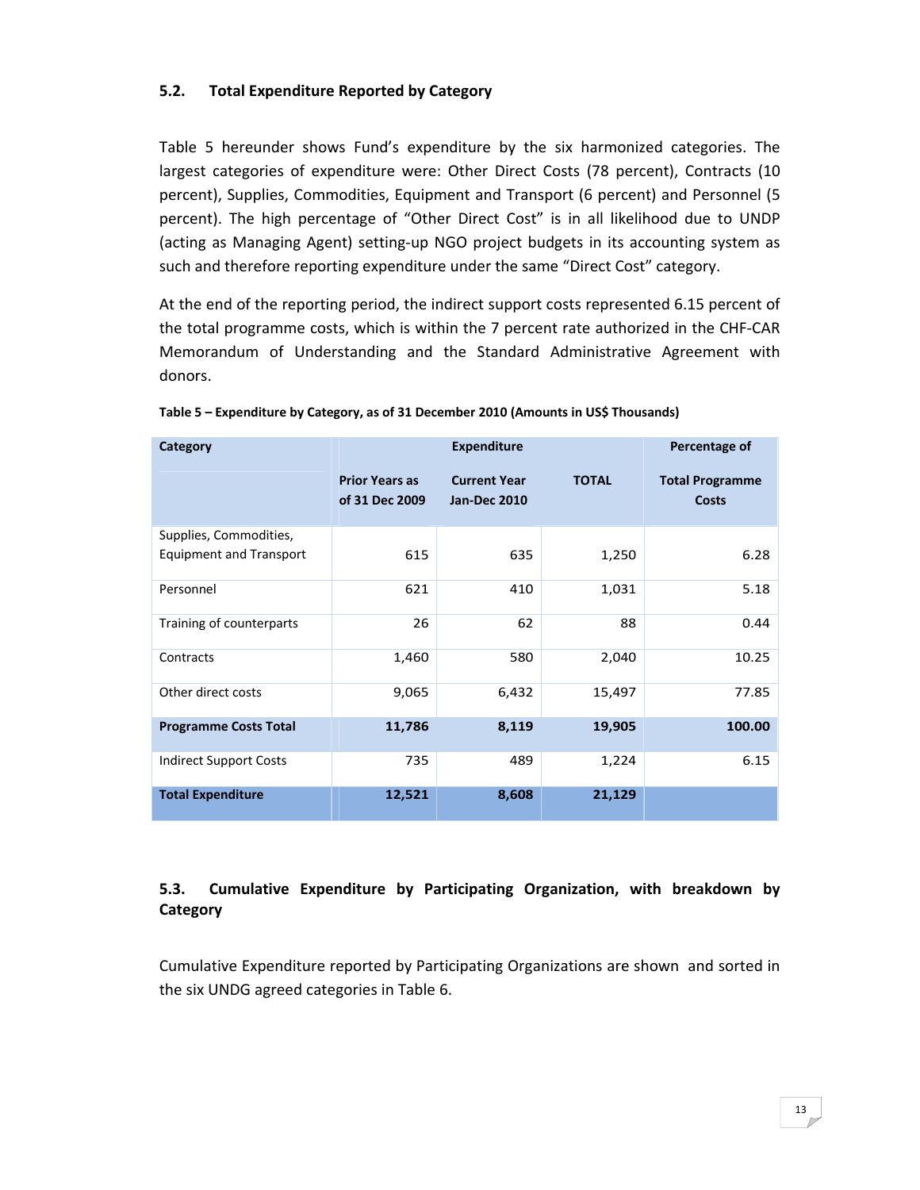### 5.2. Total Expenditure Reported by Category

Table 5 hereunder shows Fund's expenditure by the six harmonized categories. The largest categories of expenditure were: Other Direct Costs (78 percent), Contracts (10 percent), Supplies, Commodities, Equipment and Transport (6 percent) and Personnel (5 percent). The high percentage of "Other Direct Cost" is in all likelihood due to UNDP (acting as Managing Agent) setting-up NGO project budgets in its accounting system as such and therefore reporting expenditure under the same "Direct Cost" category.

At the end of the reporting period, the indirect support costs represented 6.15 percent of the total programme costs, which is within the 7 percent rate authorized in the CHF-CAR Memorandum of Understanding and the Standard Administrative Agreement with donors.

**Table 5 – Expenditure by Category, as of 31 December 2010 (Amounts in US$ Thousands)**

| Category | Expenditure | | | Percentage of |
|---|---|---|---|---|
| | Prior Years as of 31 Dec 2009 | Current Year Jan-Dec 2010 | TOTAL | Total Programme Costs |
| Supplies, Commodities, Equipment and Transport | 615 | 635 | 1,250 | 6.28 |
| Personnel | 621 | 410 | 1,031 | 5.18 |
| Training of counterparts | 26 | 62 | 88 | 0.44 |
| Contracts | 1,460 | 580 | 2,040 | 10.25 |
| Other direct costs | 9,065 | 6,432 | 15,497 | 77.85 |
| **Programme Costs Total** | **11,786** | **8,119** | **19,905** | **100.00** |
| Indirect Support Costs | 735 | 489 | 1,224 | 6.15 |
| **Total Expenditure** | **12,521** | **8,608** | **21,129** | |

### 5.3. Cumulative Expenditure by Participating Organization, with breakdown by Category

Cumulative Expenditure reported by Participating Organizations are shown and sorted in the six UNDG agreed categories in Table 6.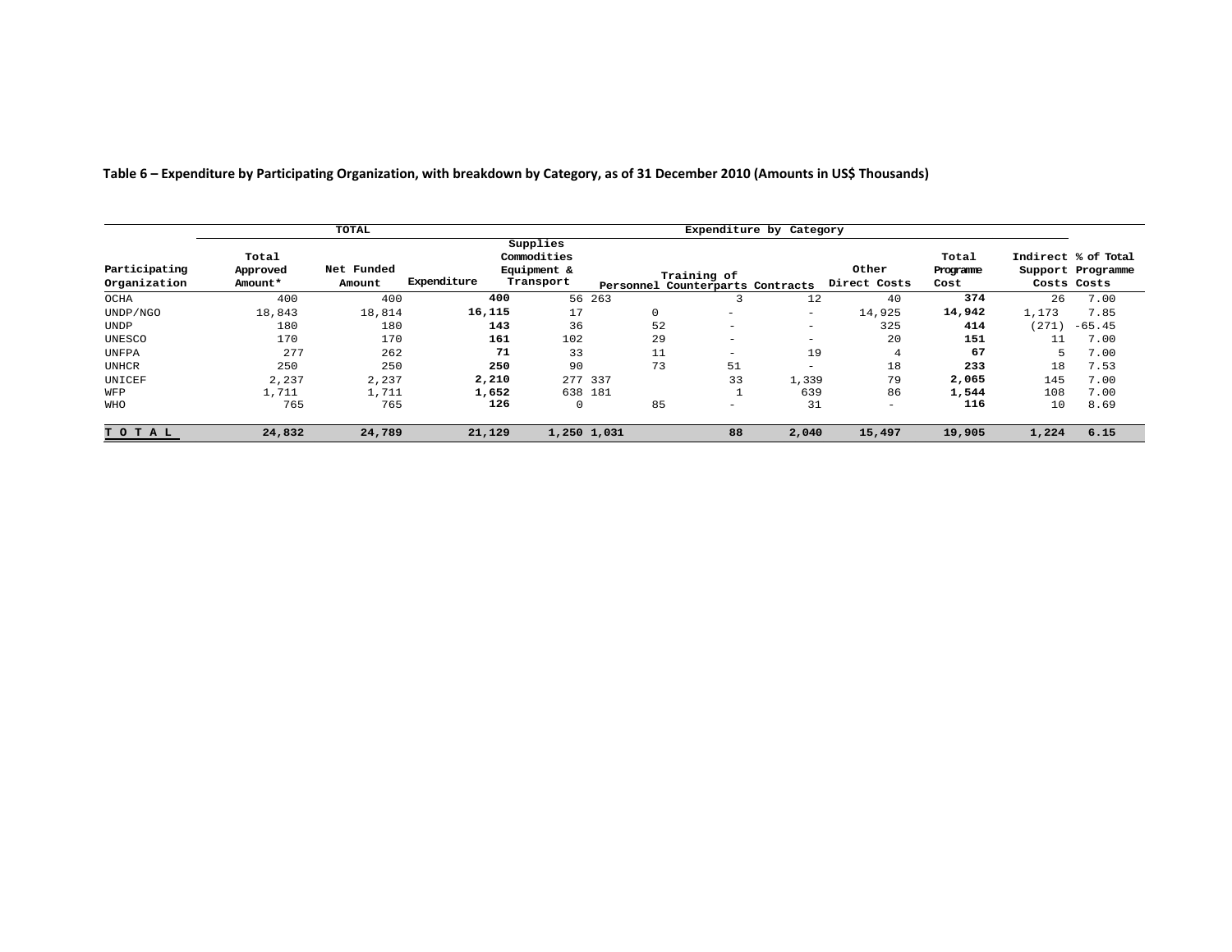**Table 6 – Expenditure by Participating Organization, with breakdown by Category, as of 31 December 2010 (Amounts in US$ Thousands)**

| | TOTAL | | | Expenditure by Category | | | | | | | |
|---|---|---|---|---|---|---|---|---|---|---|---|
| Participating Organization | Total Approved Amount* | Net Funded Amount | Expenditure | Supplies Commodities Equipment & Transport | Personnel | Training of Counterparts | Contracts | Other Direct Costs | Total Programme Cost | Indirect Support Costs | % of Total Programme Costs |
| OCHA | 400 | 400 | **400** | 56 | 263 | 3 | 12 | 40 | **374** | 26 | 7.00 |
| UNDP/NGO | 18,843 | 18,814 | **16,115** | 17 | 0 | - | - | 14,925 | **14,942** | 1,173 | 7.85 |
| UNDP | 180 | 180 | **143** | 36 | 52 | - | - | 325 | **414** | (271) | -65.45 |
| UNESCO | 170 | 170 | **161** | 102 | 29 | - | - | 20 | **151** | 11 | 7.00 |
| UNFPA | 277 | 262 | **71** | 33 | 11 | - | 19 | 4 | **67** | 5 | 7.00 |
| UNHCR | 250 | 250 | **250** | 90 | 73 | 51 | - | 18 | **233** | 18 | 7.53 |
| UNICEF | 2,237 | 2,237 | **2,210** | 277 | 337 | 33 | 1,339 | 79 | **2,065** | 145 | 7.00 |
| WFP | 1,711 | 1,711 | **1,652** | 638 | 181 | 1 | 639 | 86 | **1,544** | 108 | 7.00 |
| WHO | 765 | 765 | **126** | 0 | 85 | - | 31 | - | **116** | 10 | 8.69 |
| **TOTAL** | **24,832** | **24,789** | **21,129** | **1,250** | **1,031** | **88** | **2,040** | **15,497** | **19,905** | **1,224** | **6.15** |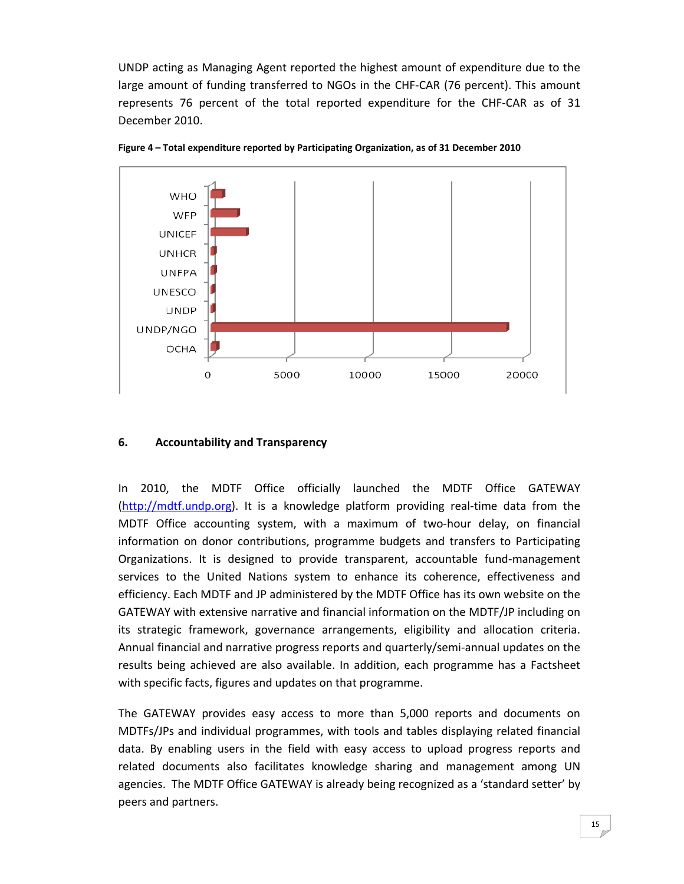UNDP acting as Managing Agent reported the highest amount of expenditure due to the large amount of funding transferred to NGOs in the CHF-CAR (76 percent). This amount represents 76 percent of the total reported expenditure for the CHF-CAR as of 31 December 2010.

**Figure 4 – Total expenditure reported by Participating Organization, as of 31 December 2010**

WHO
WFP
UNICEF
UNHCR
UNFPA
UNESCO
UNDP
UNDP/NGO
OCHA

0
5000
10000
15000
20000

## 6. Accountability and Transparency

In 2010, the MDTF Office officially launched the MDTF Office GATEWAY ([http://mdtf.undp.org](http://mdtf.undp.org)). It is a knowledge platform providing real-time data from the MDTF Office accounting system, with a maximum of two-hour delay, on financial information on donor contributions, programme budgets and transfers to Participating Organizations. It is designed to provide transparent, accountable fund-management services to the United Nations system to enhance its coherence, effectiveness and efficiency. Each MDTF and JP administered by the MDTF Office has its own website on the GATEWAY with extensive narrative and financial information on the MDTF/JP including on its strategic framework, governance arrangements, eligibility and allocation criteria. Annual financial and narrative progress reports and quarterly/semi-annual updates on the results being achieved are also available. In addition, each programme has a Factsheet with specific facts, figures and updates on that programme.

The GATEWAY provides easy access to more than 5,000 reports and documents on MDTFs/JPs and individual programmes, with tools and tables displaying related financial data. By enabling users in the field with easy access to upload progress reports and related documents also facilitates knowledge sharing and management among UN agencies. The MDTF Office GATEWAY is already being recognized as a 'standard setter' by peers and partners.